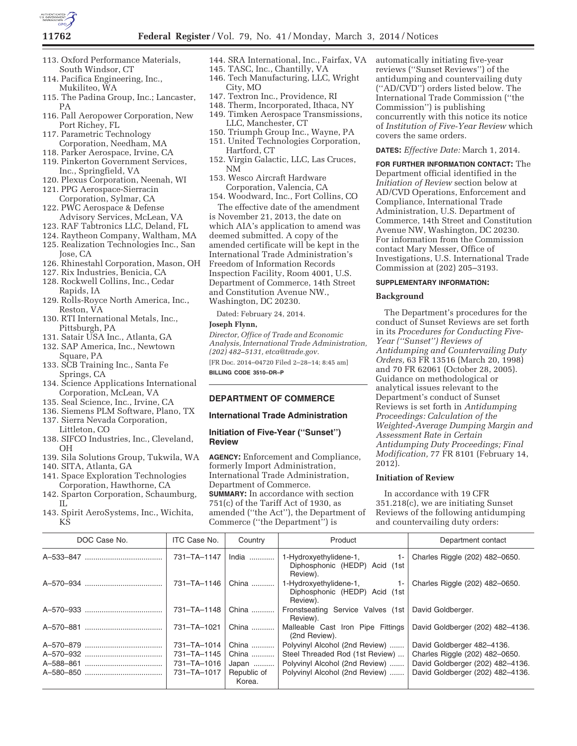113. Oxford Performance Materials, South Windsor, CT
114. Pacifica Engineering, Inc., Mukiliteo, WA
115. The Padina Group, Inc.; Lancaster, PA
116. Pall Aeropower Corporation, New Port Richey, FL
117. Parametric Technology Corporation, Needham, MA
118. Parker Aerospace, Irvine, CA
119. Pinkerton Government Services, Inc., Springfield, VA
120. Plexus Corporation, Neenah, WI
121. PPG Aerospace-Sierracin Corporation, Sylmar, CA
122. PWC Aerospace & Defense Advisory Services, McLean, VA
123. RAF Tabtronics LLC, Deland, FL
124. Raytheon Company, Waltham, MA
125. Realization Technologies Inc., San Jose, CA
126. Rhinestahl Corporation, Mason, OH
127. Rix Industries, Benicia, CA
128. Rockwell Collins, Inc., Cedar Rapids, IA
129. Rolls-Royce North America, Inc., Reston, VA
130. RTI International Metals, Inc., Pittsburgh, PA
131. Satair USA Inc., Atlanta, GA
132. SAP America, Inc., Newtown Square, PA
133. SCB Training Inc., Santa Fe Springs, CA
134. Science Applications International Corporation, McLean, VA
135. Seal Science, Inc., Irvine, CA
136. Siemens PLM Software, Plano, TX
137. Sierra Nevada Corporation, Littleton, CO
138. SIFCO Industries, Inc., Cleveland, OH
139. Sila Solutions Group, Tukwila, WA
140. SITA, Atlanta, GA
141. Space Exploration Technologies Corporation, Hawthorne, CA
142. Sparton Corporation, Schaumburg, IL
143. Spirit AeroSystems, Inc., Wichita, KS
144. SRA International, Inc., Fairfax, VA
145. TASC, Inc., Chantilly, VA
146. Tech Manufacturing, LLC, Wright City, MO
147. Textron Inc., Providence, RI
148. Therm, Incorporated, Ithaca, NY
149. Timken Aerospace Transmissions, LLC, Manchester, CT
150. Triumph Group Inc., Wayne, PA
151. United Technologies Corporation, Hartford, CT
152. Virgin Galactic, LLC, Las Cruces, NM
153. Wesco Aircraft Hardware Corporation, Valencia, CA
154. Woodward, Inc., Fort Collins, CO

The effective date of the amendment is November 21, 2013, the date on which AIA's application to amend was deemed submitted. A copy of the amended certificate will be kept in the International Trade Administration's Freedom of Information Records Inspection Facility, Room 4001, U.S. Department of Commerce, 14th Street and Constitution Avenue NW., Washington, DC 20230.

Dated: February 24, 2014.

**Joseph Flynn,**

*Director, Office of Trade and Economic Analysis, International Trade Administration, (202) 482–5131, etca@trade.gov.*

[FR Doc. 2014–04720 Filed 2–28–14; 8:45 am]

**BILLING CODE 3510–DR–P**

## DEPARTMENT OF COMMERCE

### International Trade Administration

### Initiation of Five-Year (''Sunset'') Review

**AGENCY:** Enforcement and Compliance, formerly Import Administration, International Trade Administration, Department of Commerce.

**SUMMARY:** In accordance with section 751(c) of the Tariff Act of 1930, as amended (''the Act''), the Department of Commerce (''the Department'') is automatically initiating five-year reviews (''Sunset Reviews'') of the antidumping and countervailing duty (''AD/CVD'') orders listed below. The International Trade Commission (''the Commission'') is publishing concurrently with this notice its notice of *Institution of Five-Year Review* which covers the same orders.

**DATES:** *Effective Date:* March 1, 2014.

**FOR FURTHER INFORMATION CONTACT:** The Department official identified in the *Initiation of Review* section below at AD/CVD Operations, Enforcement and Compliance, International Trade Administration, U.S. Department of Commerce, 14th Street and Constitution Avenue NW, Washington, DC 20230. For information from the Commission contact Mary Messer, Office of Investigations, U.S. International Trade Commission at (202) 205–3193.

**SUPPLEMENTARY INFORMATION:**

**Background**

The Department's procedures for the conduct of Sunset Reviews are set forth in its *Procedures for Conducting Five-Year (''Sunset'') Reviews of Antidumping and Countervailing Duty Orders,* 63 FR 13516 (March 20, 1998) and 70 FR 62061 (October 28, 2005). Guidance on methodological or analytical issues relevant to the Department's conduct of Sunset Reviews is set forth in *Antidumping Proceedings: Calculation of the Weighted-Average Dumping Margin and Assessment Rate in Certain Antidumping Duty Proceedings; Final Modification,* 77 FR 8101 (February 14, 2012).

**Initiation of Review**

In accordance with 19 CFR 351.218(c), we are initiating Sunset Reviews of the following antidumping and countervailing duty orders:

| DOC Case No. | ITC Case No. | Country | Product | Department contact |
|---|---|---|---|---|
| A–533–847 | 731–TA–1147 | India | 1-Hydroxyethylidene-1, 1-Diphosphonic (HEDP) Acid (1st Review). | Charles Riggle (202) 482–0650. |
| A–570–934 | 731–TA–1146 | China | 1-Hydroxyethylidene-1, 1-Diphosphonic (HEDP) Acid (1st Review). | Charles Riggle (202) 482–0650. |
| A–570–933 | 731–TA–1148 | China | Fronstseating Service Valves (1st Review). | David Goldberger. |
| A–570–881 | 731–TA–1021 | China | Malleable Cast Iron Pipe Fittings (2nd Review). | David Goldberger (202) 482–4136. |
| A–570–879 | 731–TA–1014 | China | Polyvinyl Alcohol (2nd Review) | David Goldberger 482–4136. |
| A–570–932 | 731–TA–1145 | China | Steel Threaded Rod (1st Review) | Charles Riggle (202) 482–0650. |
| A–588–861 | 731–TA–1016 | Japan | Polyvinyl Alcohol (2nd Review) | David Goldberger (202) 482–4136. |
| A–580–850 | 731–TA–1017 | Republic of Korea. | Polyvinyl Alcohol (2nd Review) | David Goldberger (202) 482–4136. |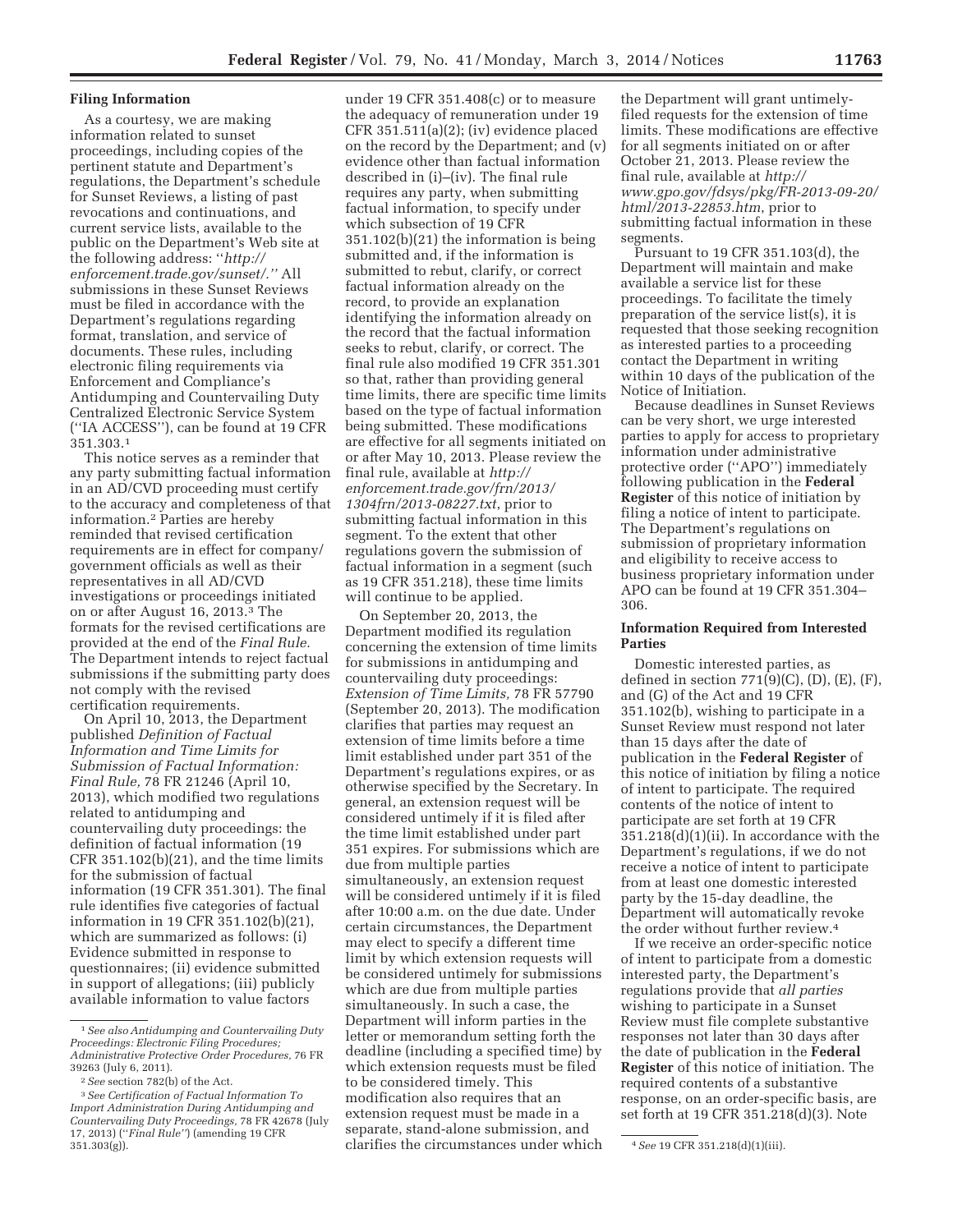## Filing Information

As a courtesy, we are making information related to sunset proceedings, including copies of the pertinent statute and Department's regulations, the Department's schedule for Sunset Reviews, a listing of past revocations and continuations, and current service lists, available to the public on the Department's Web site at the following address: "*http://enforcement.trade.gov/sunset/*." All submissions in these Sunset Reviews must be filed in accordance with the Department's regulations regarding format, translation, and service of documents. These rules, including electronic filing requirements via Enforcement and Compliance's Antidumping and Countervailing Duty Centralized Electronic Service System ("IA ACCESS"), can be found at 19 CFR 351.303.[1]

This notice serves as a reminder that any party submitting factual information in an AD/CVD proceeding must certify to the accuracy and completeness of that information.[2] Parties are hereby reminded that revised certification requirements are in effect for company/government officials as well as their representatives in all AD/CVD investigations or proceedings initiated on or after August 16, 2013.[3] The formats for the revised certifications are provided at the end of the *Final Rule.* The Department intends to reject factual submissions if the submitting party does not comply with the revised certification requirements.

On April 10, 2013, the Department published *Definition of Factual Information and Time Limits for Submission of Factual Information: Final Rule,* 78 FR 21246 (April 10, 2013), which modified two regulations related to antidumping and countervailing duty proceedings: the definition of factual information (19 CFR 351.102(b)(21), and the time limits for the submission of factual information (19 CFR 351.301). The final rule identifies five categories of factual information in 19 CFR 351.102(b)(21), which are summarized as follows: (i) Evidence submitted in response to questionnaires; (ii) evidence submitted in support of allegations; (iii) publicly available information to value factors under 19 CFR 351.408(c) or to measure the adequacy of remuneration under 19 CFR 351.511(a)(2); (iv) evidence placed on the record by the Department; and (v) evidence other than factual information described in (i)–(iv). The final rule requires any party, when submitting factual information, to specify under which subsection of 19 CFR 351.102(b)(21) the information is being submitted and, if the information is submitted to rebut, clarify, or correct factual information already on the record, to provide an explanation identifying the information already on the record that the factual information seeks to rebut, clarify, or correct. The final rule also modified 19 CFR 351.301 so that, rather than providing general time limits, there are specific time limits based on the type of factual information being submitted. These modifications are effective for all segments initiated on or after May 10, 2013. Please review the final rule, available at *http://enforcement.trade.gov/frn/2013/1304frn/2013-08227.txt*, prior to submitting factual information in this segment. To the extent that other regulations govern the submission of factual information in a segment (such as 19 CFR 351.218), these time limits will continue to be applied.

On September 20, 2013, the Department modified its regulation concerning the extension of time limits for submissions in antidumping and countervailing duty proceedings: *Extension of Time Limits,* 78 FR 57790 (September 20, 2013). The modification clarifies that parties may request an extension of time limits before a time limit established under part 351 of the Department's regulations expires, or as otherwise specified by the Secretary. In general, an extension request will be considered untimely if it is filed after the time limit established under part 351 expires. For submissions which are due from multiple parties simultaneously, an extension request will be considered untimely if it is filed after 10:00 a.m. on the due date. Under certain circumstances, the Department may elect to specify a different time limit by which extension requests will be considered untimely for submissions which are due from multiple parties simultaneously. In such a case, the Department will inform parties in the letter or memorandum setting forth the deadline (including a specified time) by which extension requests must be filed to be considered timely. This modification also requires that an extension request must be made in a separate, stand-alone submission, and clarifies the circumstances under which the Department will grant untimely-filed requests for the extension of time limits. These modifications are effective for all segments initiated on or after October 21, 2013. Please review the final rule, available at *http://www.gpo.gov/fdsys/pkg/FR-2013-09-20/html/2013-22853.htm*, prior to submitting factual information in these segments.

Pursuant to 19 CFR 351.103(d), the Department will maintain and make available a service list for these proceedings. To facilitate the timely preparation of the service list(s), it is requested that those seeking recognition as interested parties to a proceeding contact the Department in writing within 10 days of the publication of the Notice of Initiation.

Because deadlines in Sunset Reviews can be very short, we urge interested parties to apply for access to proprietary information under administrative protective order ("APO") immediately following publication in the **Federal Register** of this notice of initiation by filing a notice of intent to participate. The Department's regulations on submission of proprietary information and eligibility to receive access to business proprietary information under APO can be found at 19 CFR 351.304–306.

## Information Required from Interested Parties

Domestic interested parties, as defined in section 771(9)(C), (D), (E), (F), and (G) of the Act and 19 CFR 351.102(b), wishing to participate in a Sunset Review must respond not later than 15 days after the date of publication in the **Federal Register** of this notice of initiation by filing a notice of intent to participate. The required contents of the notice of intent to participate are set forth at 19 CFR 351.218(d)(1)(ii). In accordance with the Department's regulations, if we do not receive a notice of intent to participate from at least one domestic interested party by the 15-day deadline, the Department will automatically revoke the order without further review.[4]

If we receive an order-specific notice of intent to participate from a domestic interested party, the Department's regulations provide that *all parties* wishing to participate in a Sunset Review must file complete substantive responses not later than 30 days after the date of publication in the **Federal Register** of this notice of initiation. The required contents of a substantive response, on an order-specific basis, are set forth at 19 CFR 351.218(d)(3). Note

---

[1] *See also Antidumping and Countervailing Duty Proceedings: Electronic Filing Procedures; Administrative Protective Order Procedures,* 76 FR 39263 (July 6, 2011).

[2] *See* section 782(b) of the Act.

[3] *See Certification of Factual Information To Import Administration During Antidumping and Countervailing Duty Proceedings,* 78 FR 42678 (July 17, 2013) ("*Final Rule*") (amending 19 CFR 351.303(g)).

[4] *See* 19 CFR 351.218(d)(1)(iii).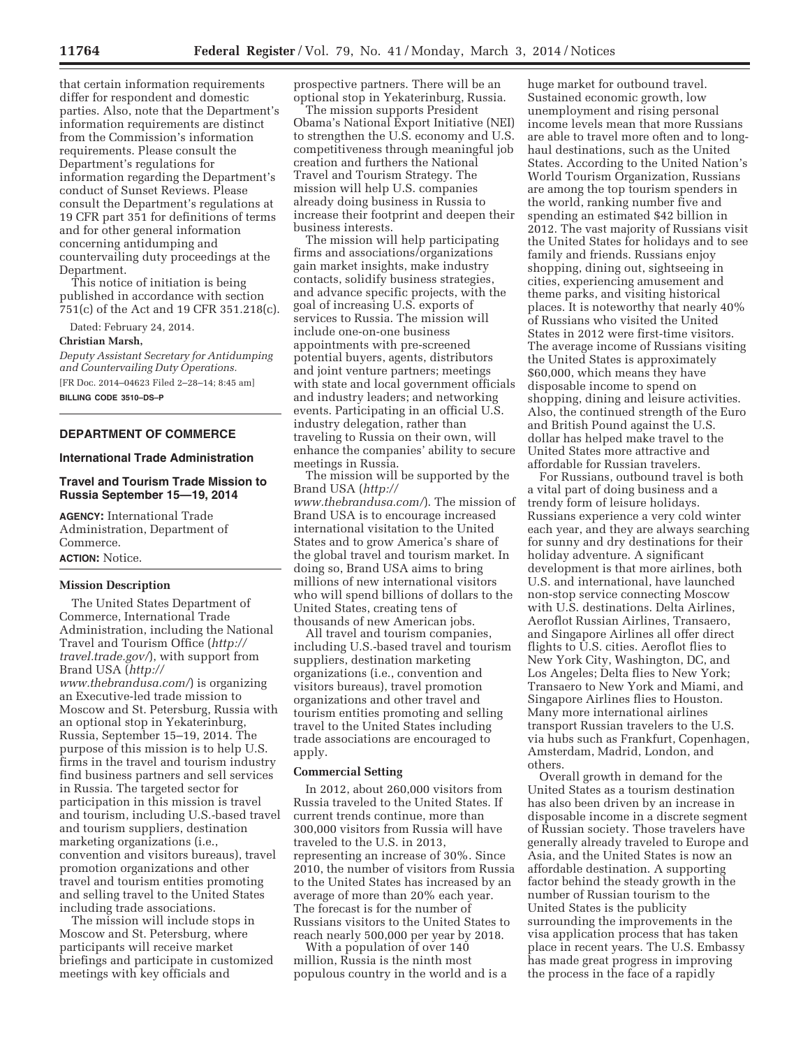that certain information requirements differ for respondent and domestic parties. Also, note that the Department's information requirements are distinct from the Commission's information requirements. Please consult the Department's regulations for information regarding the Department's conduct of Sunset Reviews. Please consult the Department's regulations at 19 CFR part 351 for definitions of terms and for other general information concerning antidumping and countervailing duty proceedings at the Department.

This notice of initiation is being published in accordance with section 751(c) of the Act and 19 CFR 351.218(c).

Dated: February 24, 2014.

**Christian Marsh,**

*Deputy Assistant Secretary for Antidumping and Countervailing Duty Operations.*

[FR Doc. 2014–04623 Filed 2–28–14; 8:45 am]

**BILLING CODE 3510–DS–P**

---

## DEPARTMENT OF COMMERCE

### International Trade Administration

### Travel and Tourism Trade Mission to Russia September 15—19, 2014

**AGENCY:** International Trade Administration, Department of Commerce.

**ACTION:** Notice.

#### Mission Description

The United States Department of Commerce, International Trade Administration, including the National Travel and Tourism Office (*http://travel.trade.gov/*), with support from Brand USA (*http://www.thebrandusa.com/*) is organizing an Executive-led trade mission to Moscow and St. Petersburg, Russia with an optional stop in Yekaterinburg, Russia, September 15–19, 2014. The purpose of this mission is to help U.S. firms in the travel and tourism industry find business partners and sell services in Russia. The targeted sector for participation in this mission is travel and tourism, including U.S.-based travel and tourism suppliers, destination marketing organizations (i.e., convention and visitors bureaus), travel promotion organizations and other travel and tourism entities promoting and selling travel to the United States including trade associations.

The mission will include stops in Moscow and St. Petersburg, where participants will receive market briefings and participate in customized meetings with key officials and prospective partners. There will be an optional stop in Yekaterinburg, Russia.

The mission supports President Obama's National Export Initiative (NEI) to strengthen the U.S. economy and U.S. competitiveness through meaningful job creation and furthers the National Travel and Tourism Strategy. The mission will help U.S. companies already doing business in Russia to increase their footprint and deepen their business interests.

The mission will help participating firms and associations/organizations gain market insights, make industry contacts, solidify business strategies, and advance specific projects, with the goal of increasing U.S. exports of services to Russia. The mission will include one-on-one business appointments with pre-screened potential buyers, agents, distributors and joint venture partners; meetings with state and local government officials and industry leaders; and networking events. Participating in an official U.S. industry delegation, rather than traveling to Russia on their own, will enhance the companies' ability to secure meetings in Russia.

The mission will be supported by the Brand USA (*http://www.thebrandusa.com/*). The mission of Brand USA is to encourage increased international visitation to the United States and to grow America's share of the global travel and tourism market. In doing so, Brand USA aims to bring millions of new international visitors who will spend billions of dollars to the United States, creating tens of thousands of new American jobs.

All travel and tourism companies, including U.S.-based travel and tourism suppliers, destination marketing organizations (i.e., convention and visitors bureaus), travel promotion organizations and other travel and tourism entities promoting and selling travel to the United States including trade associations are encouraged to apply.

#### Commercial Setting

In 2012, about 260,000 visitors from Russia traveled to the United States. If current trends continue, more than 300,000 visitors from Russia will have traveled to the U.S. in 2013, representing an increase of 30%. Since 2010, the number of visitors from Russia to the United States has increased by an average of more than 20% each year. The forecast is for the number of Russians visitors to the United States to reach nearly 500,000 per year by 2018.

With a population of over 140 million, Russia is the ninth most populous country in the world and is a huge market for outbound travel. Sustained economic growth, low unemployment and rising personal income levels mean that more Russians are able to travel more often and to long-haul destinations, such as the United States. According to the United Nation's World Tourism Organization, Russians are among the top tourism spenders in the world, ranking number five and spending an estimated $42 billion in 2012. The vast majority of Russians visit the United States for holidays and to see family and friends. Russians enjoy shopping, dining out, sightseeing in cities, experiencing amusement and theme parks, and visiting historical places. It is noteworthy that nearly 40% of Russians who visited the United States in 2012 were first-time visitors. The average income of Russians visiting the United States is approximately $60,000, which means they have disposable income to spend on shopping, dining and leisure activities. Also, the continued strength of the Euro and British Pound against the U.S. dollar has helped make travel to the United States more attractive and affordable for Russian travelers.

For Russians, outbound travel is both a vital part of doing business and a trendy form of leisure holidays. Russians experience a very cold winter each year, and they are always searching for sunny and dry destinations for their holiday adventure. A significant development is that more airlines, both U.S. and international, have launched non-stop service connecting Moscow with U.S. destinations. Delta Airlines, Aeroflot Russian Airlines, Transaero, and Singapore Airlines all offer direct flights to U.S. cities. Aeroflot flies to New York City, Washington, DC, and Los Angeles; Delta flies to New York; Transaero to New York and Miami, and Singapore Airlines flies to Houston. Many more international airlines transport Russian travelers to the U.S. via hubs such as Frankfurt, Copenhagen, Amsterdam, Madrid, London, and others.

Overall growth in demand for the United States as a tourism destination has also been driven by an increase in disposable income in a discrete segment of Russian society. Those travelers have generally already traveled to Europe and Asia, and the United States is now an affordable destination. A supporting factor behind the steady growth in the number of Russian tourism to the United States is the publicity surrounding the improvements in the visa application process that has taken place in recent years. The U.S. Embassy has made great progress in improving the process in the face of a rapidly